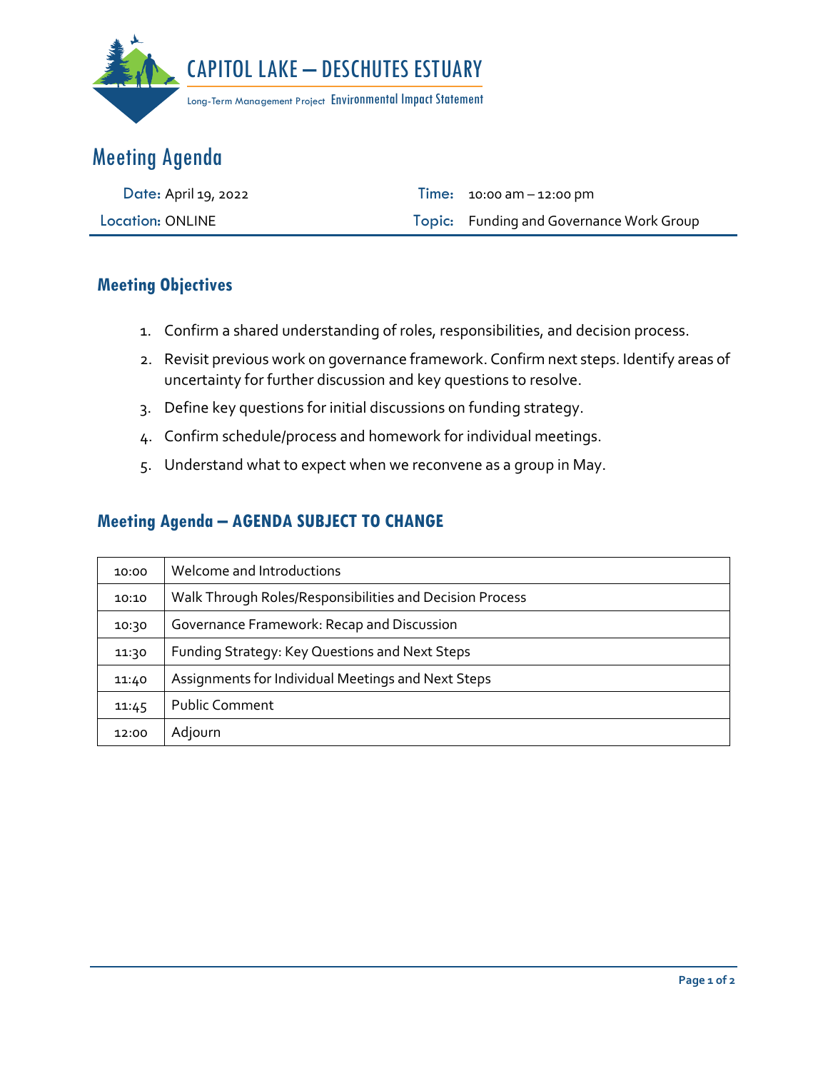# CAPITOL LAKE – DESCHUTES ESTUARY

Long-Term Management Project Environmental Impact Statement

## Meeting Agenda

| | | | |
|---|---|---|---|
| **Date:** | April 19, 2022 | **Time:** | 10:00 am – 12:00 pm |
| **Location:** | ONLINE | **Topic:** | Funding and Governance Work Group |

### Meeting Objectives

1. Confirm a shared understanding of roles, responsibilities, and decision process.
2. Revisit previous work on governance framework. Confirm next steps. Identify areas of uncertainty for further discussion and key questions to resolve.
3. Define key questions for initial discussions on funding strategy.
4. Confirm schedule/process and homework for individual meetings.
5. Understand what to expect when we reconvene as a group in May.

### Meeting Agenda – AGENDA SUBJECT TO CHANGE

| Time | Item |
|---|---|
| 10:00 | Welcome and Introductions |
| 10:10 | Walk Through Roles/Responsibilities and Decision Process |
| 10:30 | Governance Framework: Recap and Discussion |
| 11:30 | Funding Strategy: Key Questions and Next Steps |
| 11:40 | Assignments for Individual Meetings and Next Steps |
| 11:45 | Public Comment |
| 12:00 | Adjourn |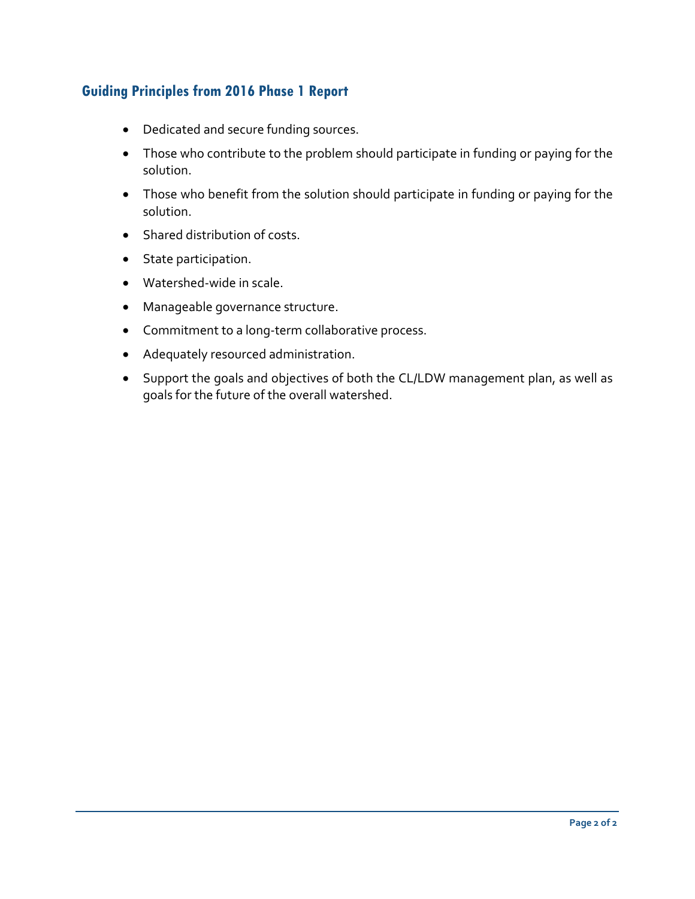## Guiding Principles from 2016 Phase 1 Report

- Dedicated and secure funding sources.
- Those who contribute to the problem should participate in funding or paying for the solution.
- Those who benefit from the solution should participate in funding or paying for the solution.
- Shared distribution of costs.
- State participation.
- Watershed-wide in scale.
- Manageable governance structure.
- Commitment to a long-term collaborative process.
- Adequately resourced administration.
- Support the goals and objectives of both the CL/LDW management plan, as well as goals for the future of the overall watershed.